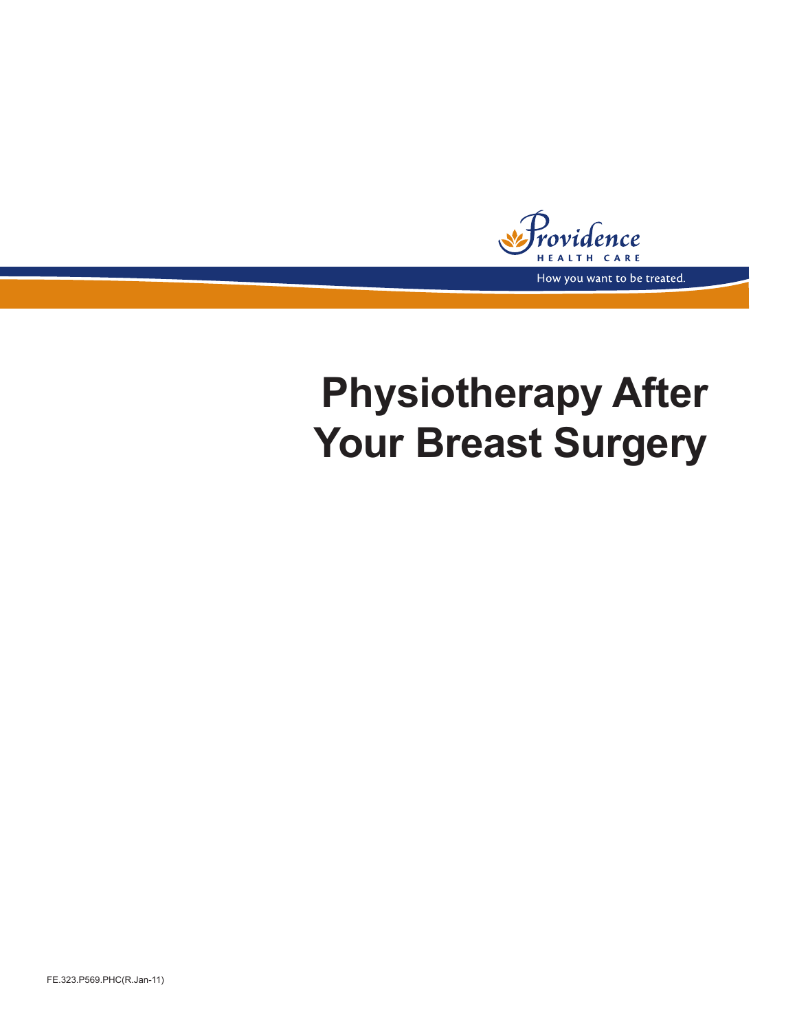Providence

HEALTH CARE

How you want to be treated.

# Physiotherapy After Your Breast Surgery

FE.323.P569.PHC(R.Jan-11)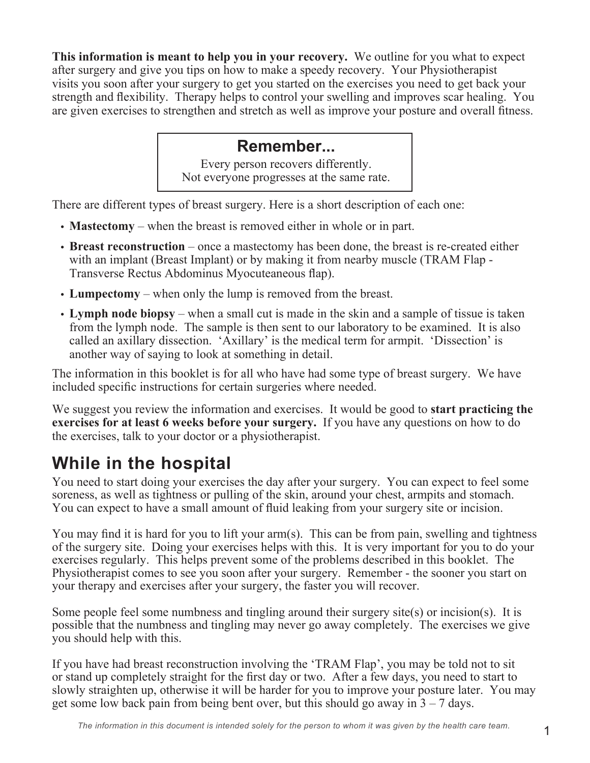**This information is meant to help you in your recovery.** We outline for you what to expect after surgery and give you tips on how to make a speedy recovery. Your Physiotherapist visits you soon after your surgery to get you started on the exercises you need to get back your strength and flexibility. Therapy helps to control your swelling and improves scar healing. You are given exercises to strengthen and stretch as well as improve your posture and overall fitness.

> **Remember...**
>
> Every person recovers differently.
> Not everyone progresses at the same rate.

There are different types of breast surgery. Here is a short description of each one:

- **Mastectomy** – when the breast is removed either in whole or in part.
- **Breast reconstruction** – once a mastectomy has been done, the breast is re-created either with an implant (Breast Implant) or by making it from nearby muscle (TRAM Flap - Transverse Rectus Abdominus Myocuteaneous flap).
- **Lumpectomy** – when only the lump is removed from the breast.
- **Lymph node biopsy** – when a small cut is made in the skin and a sample of tissue is taken from the lymph node. The sample is then sent to our laboratory to be examined. It is also called an axillary dissection. 'Axillary' is the medical term for armpit. 'Dissection' is another way of saying to look at something in detail.

The information in this booklet is for all who have had some type of breast surgery. We have included specific instructions for certain surgeries where needed.

We suggest you review the information and exercises. It would be good to **start practicing the exercises for at least 6 weeks before your surgery.** If you have any questions on how to do the exercises, talk to your doctor or a physiotherapist.

## While in the hospital

You need to start doing your exercises the day after your surgery. You can expect to feel some soreness, as well as tightness or pulling of the skin, around your chest, armpits and stomach. You can expect to have a small amount of fluid leaking from your surgery site or incision.

You may find it is hard for you to lift your arm(s). This can be from pain, swelling and tightness of the surgery site. Doing your exercises helps with this. It is very important for you to do your exercises regularly. This helps prevent some of the problems described in this booklet. The Physiotherapist comes to see you soon after your surgery. Remember - the sooner you start on your therapy and exercises after your surgery, the faster you will recover.

Some people feel some numbness and tingling around their surgery site(s) or incision(s). It is possible that the numbness and tingling may never go away completely. The exercises we give you should help with this.

If you have had breast reconstruction involving the 'TRAM Flap', you may be told not to sit or stand up completely straight for the first day or two. After a few days, you need to start to slowly straighten up, otherwise it will be harder for you to improve your posture later. You may get some low back pain from being bent over, but this should go away in 3 – 7 days.

*The information in this document is intended solely for the person to whom it was given by the health care team.*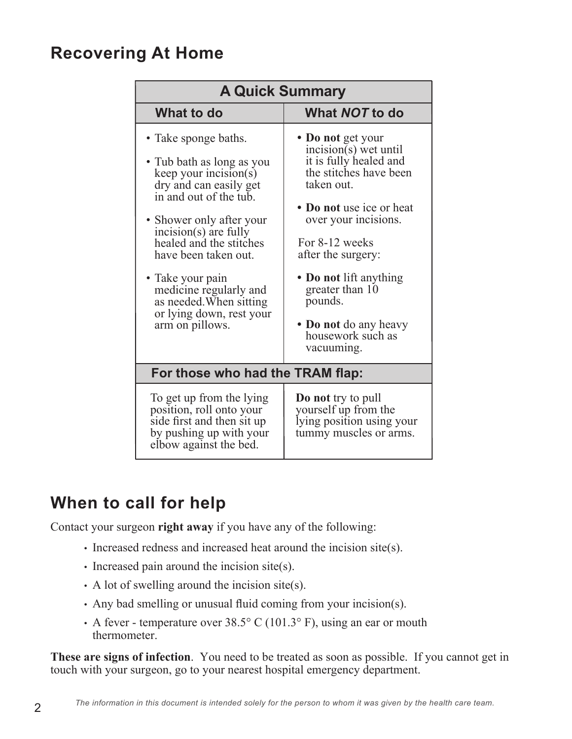## Recovering At Home

| A Quick Summary | |
|---|---|
| **What to do** | **What *NOT* to do** |
| • Take sponge baths.<br>• Tub bath as long as you keep your incision(s) dry and can easily get in and out of the tub.<br>• Shower only after your incision(s) are fully healed and the stitches have been taken out.<br>• Take your pain medicine regularly and as needed.When sitting or lying down, rest your arm on pillows. | • **Do not** get your incision(s) wet until it is fully healed and the stitches have been taken out.<br>• **Do not** use ice or heat over your incisions.<br>For 8-12 weeks after the surgery:<br>• **Do not** lift anything greater than 10 pounds.<br>• **Do not** do any heavy housework such as vacuuming. |
| **For those who had the TRAM flap:** | |
| To get up from the lying position, roll onto your side first and then sit up by pushing up with your elbow against the bed. | **Do not** try to pull yourself up from the lying position using your tummy muscles or arms. |

## When to call for help

Contact your surgeon **right away** if you have any of the following:

- Increased redness and increased heat around the incision site(s).
- Increased pain around the incision site(s).
- A lot of swelling around the incision site(s).
- Any bad smelling or unusual fluid coming from your incision(s).
- A fever - temperature over 38.5° C (101.3° F), using an ear or mouth thermometer.

**These are signs of infection**. You need to be treated as soon as possible. If you cannot get in touch with your surgeon, go to your nearest hospital emergency department.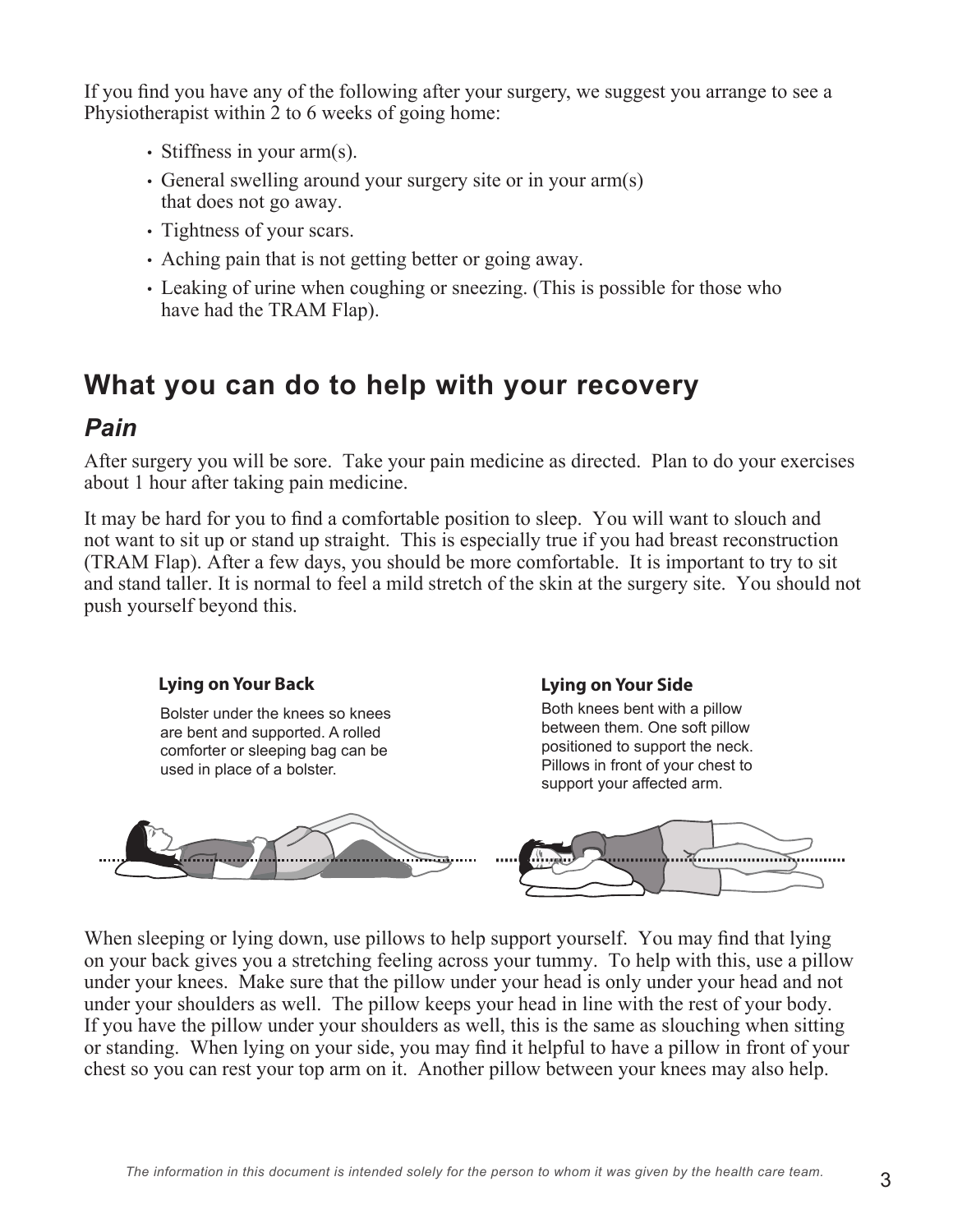If you find you have any of the following after your surgery, we suggest you arrange to see a Physiotherapist within 2 to 6 weeks of going home:

- Stiffness in your arm(s).
- General swelling around your surgery site or in your arm(s) that does not go away.
- Tightness of your scars.
- Aching pain that is not getting better or going away.
- Leaking of urine when coughing or sneezing. (This is possible for those who have had the TRAM Flap).

## What you can do to help with your recovery

### *Pain*

After surgery you will be sore. Take your pain medicine as directed. Plan to do your exercises about 1 hour after taking pain medicine.

It may be hard for you to find a comfortable position to sleep. You will want to slouch and not want to sit up or stand up straight. This is especially true if you had breast reconstruction (TRAM Flap). After a few days, you should be more comfortable. It is important to try to sit and stand taller. It is normal to feel a mild stretch of the skin at the surgery site. You should not push yourself beyond this.

**Lying on Your Back**

Bolster under the knees so knees are bent and supported. A rolled comforter or sleeping bag can be used in place of a bolster.

**Lying on Your Side**

Both knees bent with a pillow between them. One soft pillow positioned to support the neck. Pillows in front of your chest to support your affected arm.

When sleeping or lying down, use pillows to help support yourself. You may find that lying on your back gives you a stretching feeling across your tummy. To help with this, use a pillow under your knees. Make sure that the pillow under your head is only under your head and not under your shoulders as well. The pillow keeps your head in line with the rest of your body. If you have the pillow under your shoulders as well, this is the same as slouching when sitting or standing. When lying on your side, you may find it helpful to have a pillow in front of your chest so you can rest your top arm on it. Another pillow between your knees may also help.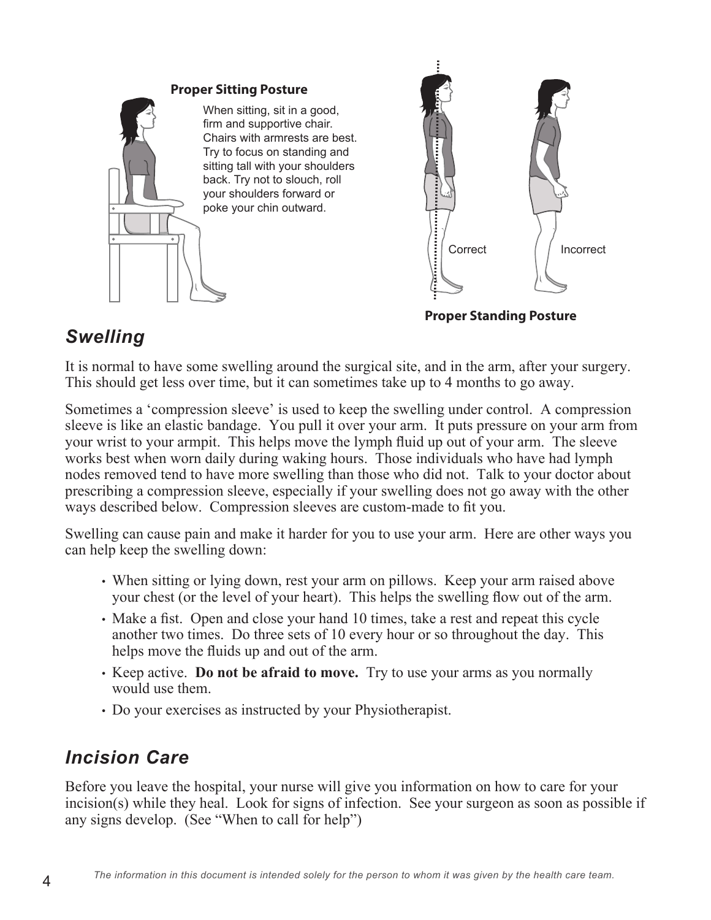**Proper Sitting Posture**

When sitting, sit in a good, firm and supportive chair. Chairs with armrests are best. Try to focus on standing and sitting tall with your shoulders back. Try not to slouch, roll your shoulders forward or poke your chin outward.

Correct

Incorrect

**Proper Standing Posture**

## *Swelling*

It is normal to have some swelling around the surgical site, and in the arm, after your surgery. This should get less over time, but it can sometimes take up to 4 months to go away.

Sometimes a 'compression sleeve' is used to keep the swelling under control. A compression sleeve is like an elastic bandage. You pull it over your arm. It puts pressure on your arm from your wrist to your armpit. This helps move the lymph fluid up out of your arm. The sleeve works best when worn daily during waking hours. Those individuals who have had lymph nodes removed tend to have more swelling than those who did not. Talk to your doctor about prescribing a compression sleeve, especially if your swelling does not go away with the other ways described below. Compression sleeves are custom-made to fit you.

Swelling can cause pain and make it harder for you to use your arm. Here are other ways you can help keep the swelling down:

- When sitting or lying down, rest your arm on pillows. Keep your arm raised above your chest (or the level of your heart). This helps the swelling flow out of the arm.
- Make a fist. Open and close your hand 10 times, take a rest and repeat this cycle another two times. Do three sets of 10 every hour or so throughout the day. This helps move the fluids up and out of the arm.
- Keep active. **Do not be afraid to move.** Try to use your arms as you normally would use them.
- Do your exercises as instructed by your Physiotherapist.

## *Incision Care*

Before you leave the hospital, your nurse will give you information on how to care for your incision(s) while they heal. Look for signs of infection. See your surgeon as soon as possible if any signs develop. (See "When to call for help")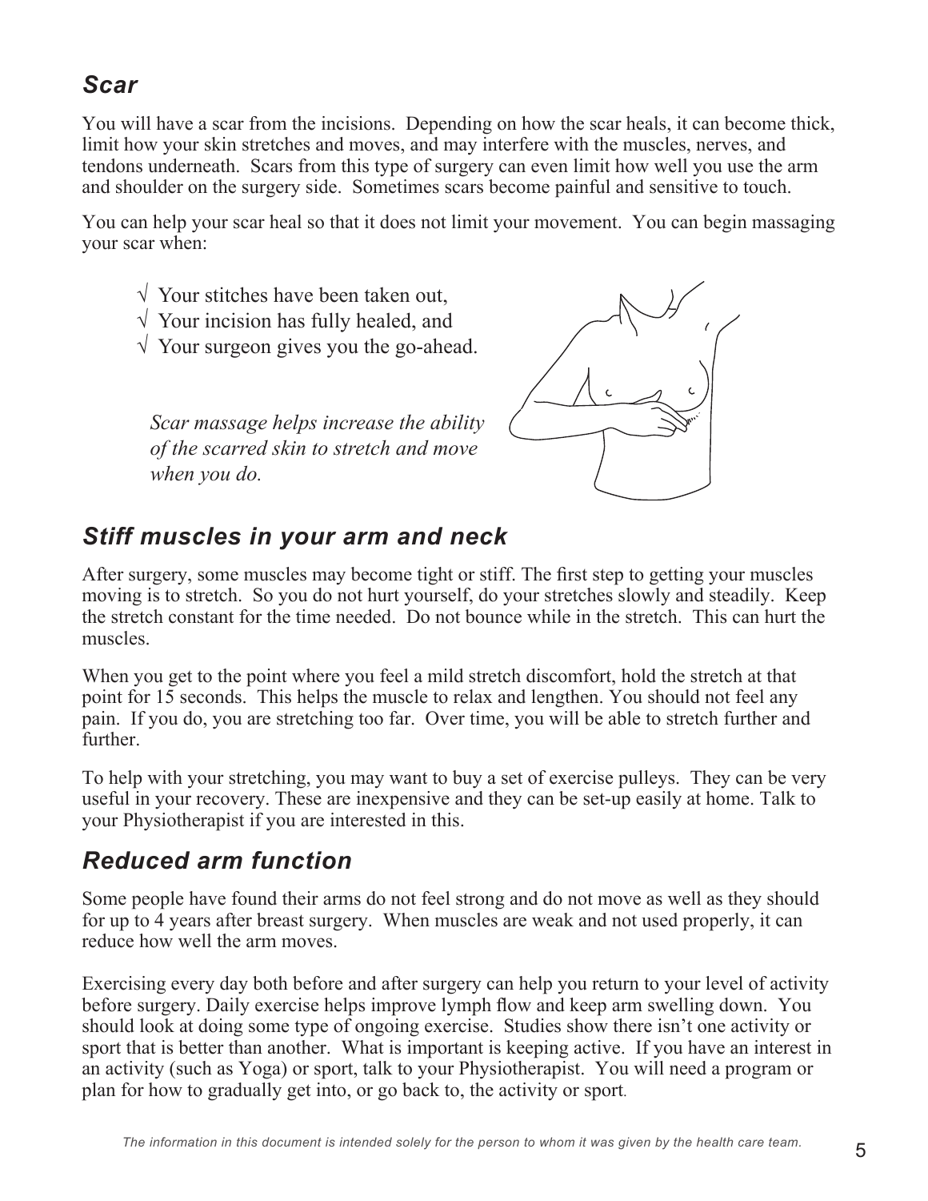### *Scar*

You will have a scar from the incisions. Depending on how the scar heals, it can become thick, limit how your skin stretches and moves, and may interfere with the muscles, nerves, and tendons underneath. Scars from this type of surgery can even limit how well you use the arm and shoulder on the surgery side. Sometimes scars become painful and sensitive to touch.

You can help your scar heal so that it does not limit your movement. You can begin massaging your scar when:

- √ Your stitches have been taken out,
- √ Your incision has fully healed, and
- √ Your surgeon gives you the go-ahead.

*Scar massage helps increase the ability of the scarred skin to stretch and move when you do.*

### *Stiff muscles in your arm and neck*

After surgery, some muscles may become tight or stiff. The first step to getting your muscles moving is to stretch. So you do not hurt yourself, do your stretches slowly and steadily. Keep the stretch constant for the time needed. Do not bounce while in the stretch. This can hurt the muscles.

When you get to the point where you feel a mild stretch discomfort, hold the stretch at that point for 15 seconds. This helps the muscle to relax and lengthen. You should not feel any pain. If you do, you are stretching too far. Over time, you will be able to stretch further and further.

To help with your stretching, you may want to buy a set of exercise pulleys. They can be very useful in your recovery. These are inexpensive and they can be set-up easily at home. Talk to your Physiotherapist if you are interested in this.

### *Reduced arm function*

Some people have found their arms do not feel strong and do not move as well as they should for up to 4 years after breast surgery. When muscles are weak and not used properly, it can reduce how well the arm moves.

Exercising every day both before and after surgery can help you return to your level of activity before surgery. Daily exercise helps improve lymph flow and keep arm swelling down. You should look at doing some type of ongoing exercise. Studies show there isn't one activity or sport that is better than another. What is important is keeping active. If you have an interest in an activity (such as Yoga) or sport, talk to your Physiotherapist. You will need a program or plan for how to gradually get into, or go back to, the activity or sport.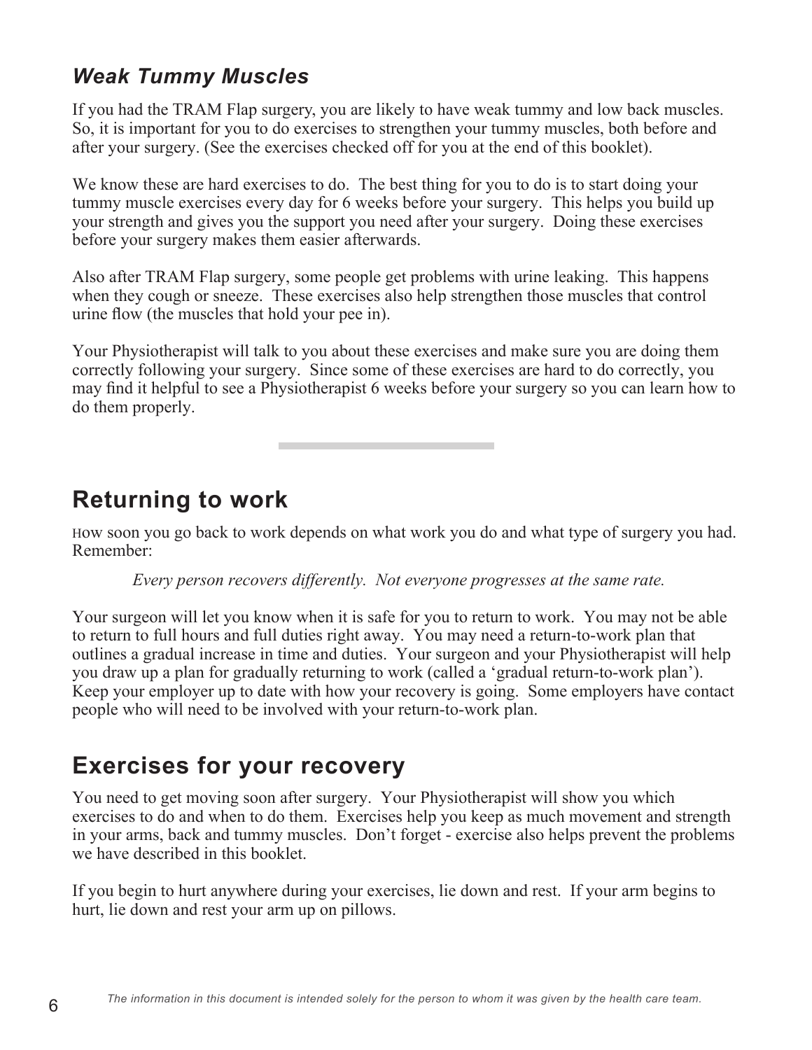### *Weak Tummy Muscles*

If you had the TRAM Flap surgery, you are likely to have weak tummy and low back muscles. So, it is important for you to do exercises to strengthen your tummy muscles, both before and after your surgery. (See the exercises checked off for you at the end of this booklet).

We know these are hard exercises to do. The best thing for you to do is to start doing your tummy muscle exercises every day for 6 weeks before your surgery. This helps you build up your strength and gives you the support you need after your surgery. Doing these exercises before your surgery makes them easier afterwards.

Also after TRAM Flap surgery, some people get problems with urine leaking. This happens when they cough or sneeze. These exercises also help strengthen those muscles that control urine flow (the muscles that hold your pee in).

Your Physiotherapist will talk to you about these exercises and make sure you are doing them correctly following your surgery. Since some of these exercises are hard to do correctly, you may find it helpful to see a Physiotherapist 6 weeks before your surgery so you can learn how to do them properly.

## Returning to work

How soon you go back to work depends on what work you do and what type of surgery you had. Remember:

*Every person recovers differently. Not everyone progresses at the same rate.*

Your surgeon will let you know when it is safe for you to return to work. You may not be able to return to full hours and full duties right away. You may need a return-to-work plan that outlines a gradual increase in time and duties. Your surgeon and your Physiotherapist will help you draw up a plan for gradually returning to work (called a 'gradual return-to-work plan'). Keep your employer up to date with how your recovery is going. Some employers have contact people who will need to be involved with your return-to-work plan.

## Exercises for your recovery

You need to get moving soon after surgery. Your Physiotherapist will show you which exercises to do and when to do them. Exercises help you keep as much movement and strength in your arms, back and tummy muscles. Don't forget - exercise also helps prevent the problems we have described in this booklet.

If you begin to hurt anywhere during your exercises, lie down and rest. If your arm begins to hurt, lie down and rest your arm up on pillows.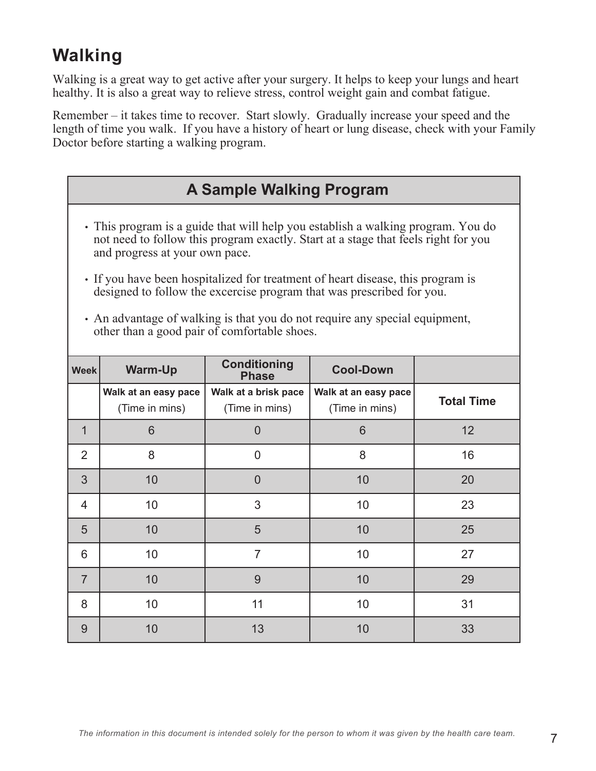## Walking

Walking is a great way to get active after your surgery. It helps to keep your lungs and heart healthy. It is also a great way to relieve stress, control weight gain and combat fatigue.

Remember – it takes time to recover. Start slowly. Gradually increase your speed and the length of time you walk. If you have a history of heart or lung disease, check with your Family Doctor before starting a walking program.

### A Sample Walking Program

- This program is a guide that will help you establish a walking program. You do not need to follow this program exactly. Start at a stage that feels right for you and progress at your own pace.
- If you have been hospitalized for treatment of heart disease, this program is designed to follow the excercise program that was prescribed for you.
- An advantage of walking is that you do not require any special equipment, other than a good pair of comfortable shoes.

| Week | Warm-Up | Conditioning Phase | Cool-Down | |
|---|---|---|---|---|
| | Walk at an easy pace (Time in mins) | Walk at a brisk pace (Time in mins) | Walk at an easy pace (Time in mins) | Total Time |
| 1 | 6 | 0 | 6 | 12 |
| 2 | 8 | 0 | 8 | 16 |
| 3 | 10 | 0 | 10 | 20 |
| 4 | 10 | 3 | 10 | 23 |
| 5 | 10 | 5 | 10 | 25 |
| 6 | 10 | 7 | 10 | 27 |
| 7 | 10 | 9 | 10 | 29 |
| 8 | 10 | 11 | 10 | 31 |
| 9 | 10 | 13 | 10 | 33 |

*The information in this document is intended solely for the person to whom it was given by the health care team.*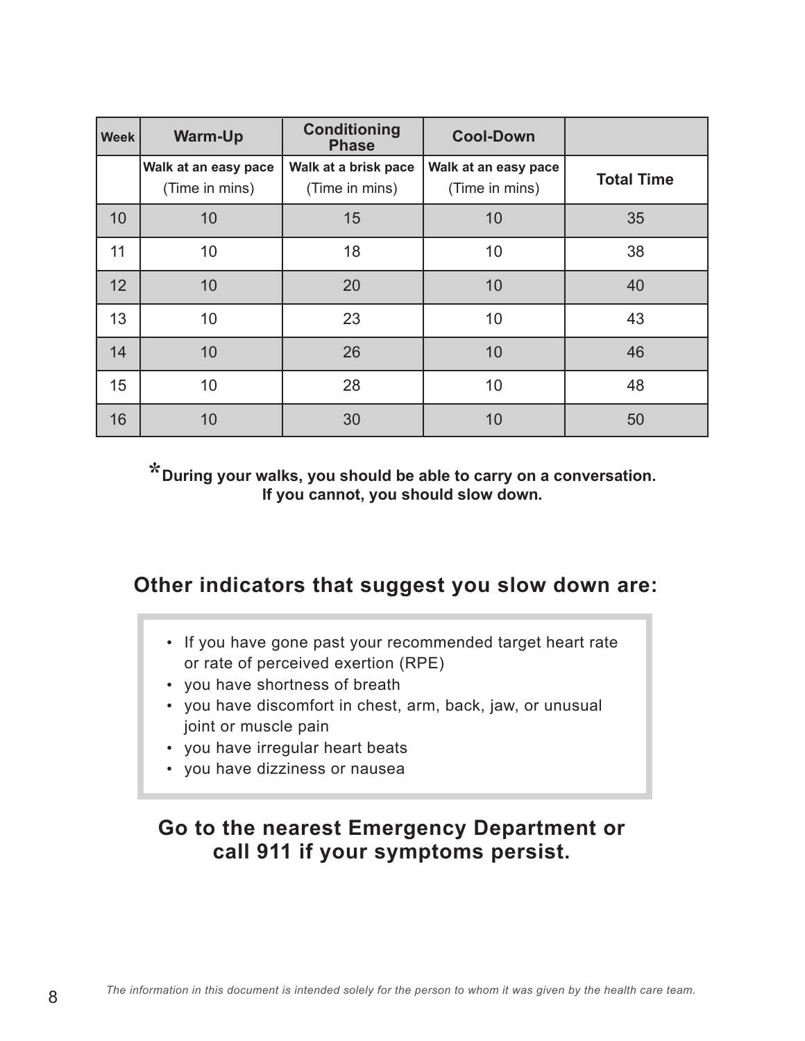| Week | Warm-Up | Conditioning Phase | Cool-Down | |
|---|---|---|---|---|
| | **Walk at an easy pace** (Time in mins) | **Walk at a brisk pace** (Time in mins) | **Walk at an easy pace** (Time in mins) | **Total Time** |
| 10 | 10 | 15 | 10 | 35 |
| 11 | 10 | 18 | 10 | 38 |
| 12 | 10 | 20 | 10 | 40 |
| 13 | 10 | 23 | 10 | 43 |
| 14 | 10 | 26 | 10 | 46 |
| 15 | 10 | 28 | 10 | 48 |
| 16 | 10 | 30 | 10 | 50 |

***During your walks, you should be able to carry on a conversation. If you cannot, you should slow down.**

## Other indicators that suggest you slow down are:

- If you have gone past your recommended target heart rate or rate of perceived exertion (RPE)
- you have shortness of breath
- you have discomfort in chest, arm, back, jaw, or unusual joint or muscle pain
- you have irregular heart beats
- you have dizziness or nausea

## Go to the nearest Emergency Department or call 911 if your symptoms persist.

*The information in this document is intended solely for the person to whom it was given by the health care team.*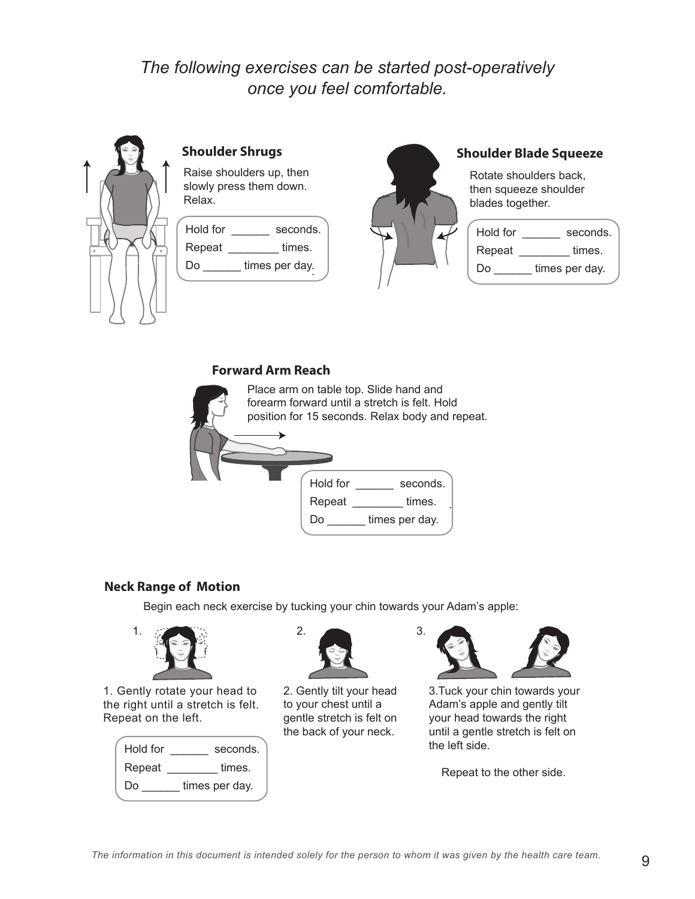*The following exercises can be started post-operatively once you feel comfortable.*

### Shoulder Shrugs

Raise shoulders up, then slowly press them down. Relax.

Hold for ______ seconds.
Repeat ________ times.
Do ______ times per day.

### Shoulder Blade Squeeze

Rotate shoulders back, then squeeze shoulder blades together.

Hold for ______ seconds.
Repeat ________ times.
Do ______ times per day.

### Forward Arm Reach

Place arm on table top. Slide hand and forearm forward until a stretch is felt. Hold position for 15 seconds. Relax body and repeat.

Hold for ______ seconds.
Repeat ________ times.
Do ______ times per day.

### Neck Range of Motion

Begin each neck exercise by tucking your chin towards your Adam's apple:

1. Gently rotate your head to the right until a stretch is felt. Repeat on the left.

2. Gently tilt your head to your chest until a gentle stretch is felt on the back of your neck.

3. Tuck your chin towards your Adam's apple and gently tilt your head towards the right until a gentle stretch is felt on the left side.

   Repeat to the other side.

Hold for ______ seconds.
Repeat ________ times.
Do ______ times per day.

*The information in this document is intended solely for the person to whom it was given by the health care team.*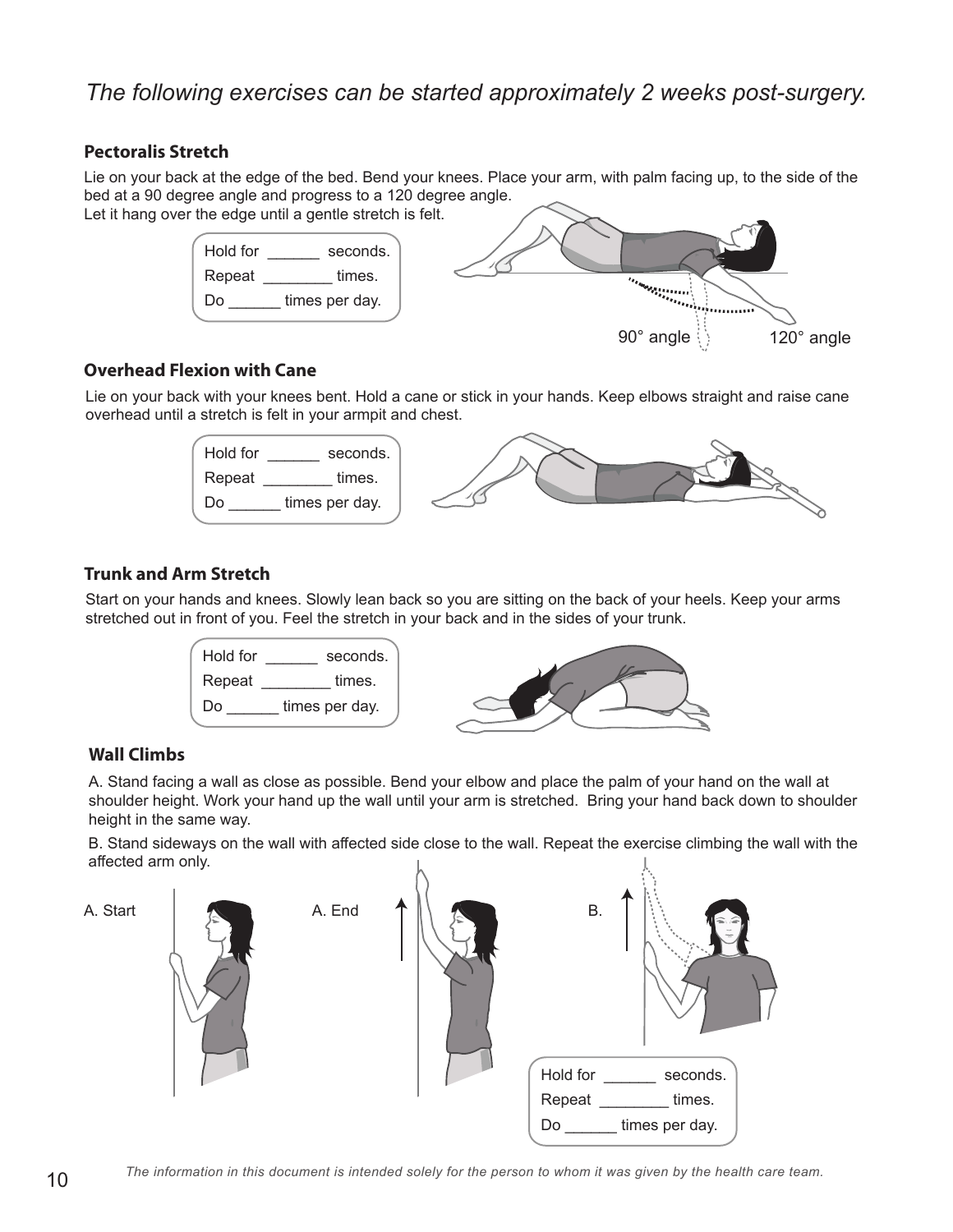*The following exercises can be started approximately 2 weeks post-surgery.*

### Pectoralis Stretch

Lie on your back at the edge of the bed. Bend your knees. Place your arm, with palm facing up, to the side of the bed at a 90 degree angle and progress to a 120 degree angle.
Let it hang over the edge until a gentle stretch is felt.

Hold for ______ seconds.
Repeat ________ times.
Do ______ times per day.

90° angle   120° angle

### Overhead Flexion with Cane

Lie on your back with your knees bent. Hold a cane or stick in your hands. Keep elbows straight and raise cane overhead until a stretch is felt in your armpit and chest.

Hold for ______ seconds.
Repeat ________ times.
Do ______ times per day.

### Trunk and Arm Stretch

Start on your hands and knees. Slowly lean back so you are sitting on the back of your heels. Keep your arms stretched out in front of you. Feel the stretch in your back and in the sides of your trunk.

Hold for ______ seconds.
Repeat ________ times.
Do ______ times per day.

### Wall Climbs

A. Stand facing a wall as close as possible. Bend your elbow and place the palm of your hand on the wall at shoulder height. Work your hand up the wall until your arm is stretched. Bring your hand back down to shoulder height in the same way.

B. Stand sideways on the wall with affected side close to the wall. Repeat the exercise climbing the wall with the affected arm only.

A. Start   A. End   B.

Hold for ______ seconds.
Repeat ________ times.
Do ______ times per day.

*The information in this document is intended solely for the person to whom it was given by the health care team.*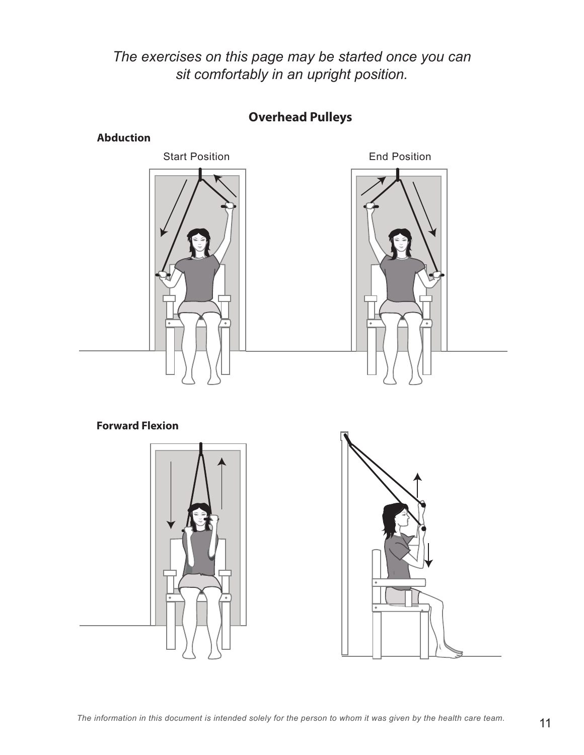*The exercises on this page may be started once you can sit comfortably in an upright position.*

## Overhead Pulleys

**Abduction**

Start Position

End Position

**Forward Flexion**

*The information in this document is intended solely for the person to whom it was given by the health care team.*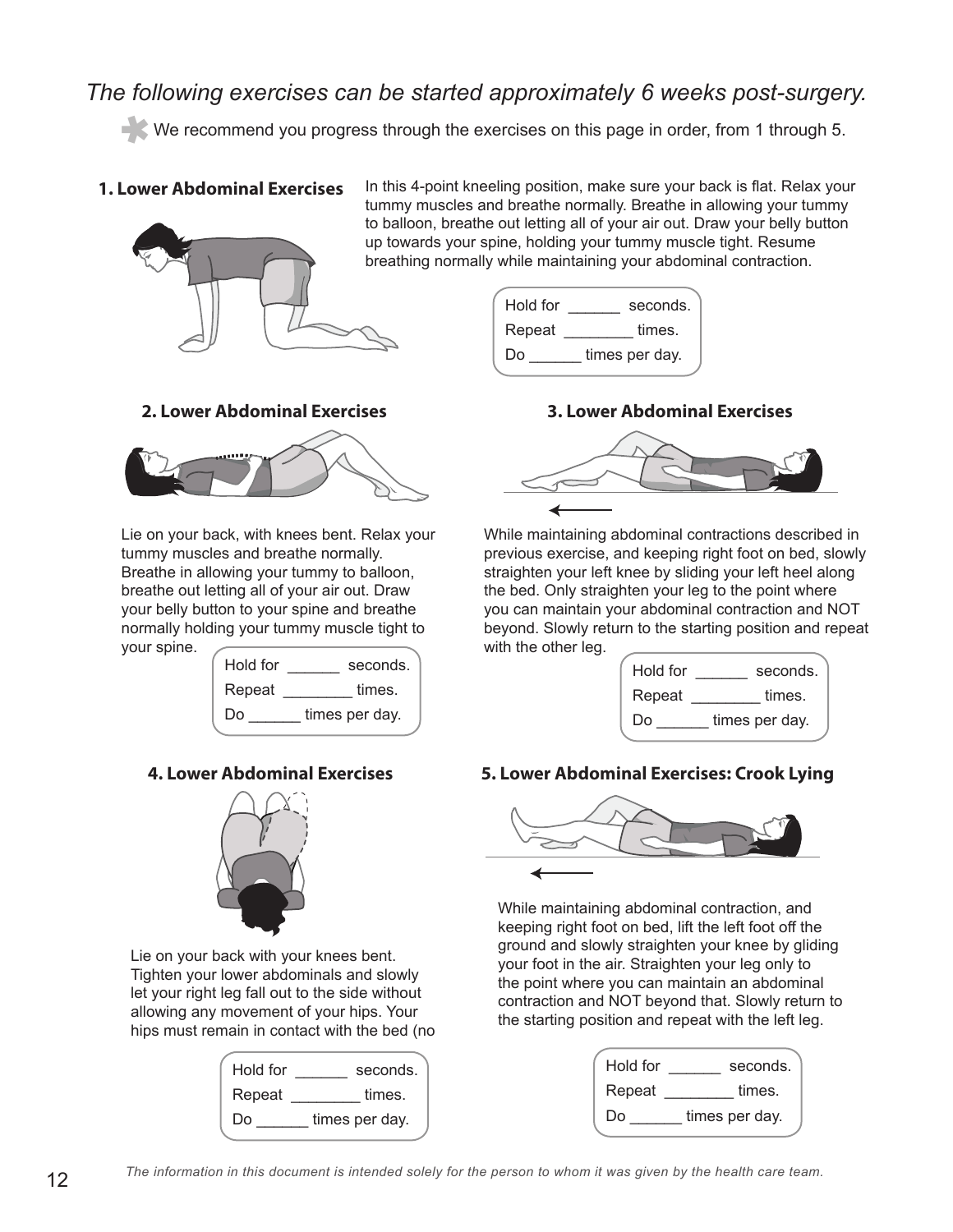*The following exercises can be started approximately 6 weeks post-surgery.*

We recommend you progress through the exercises on this page in order, from 1 through 5.

### 1. Lower Abdominal Exercises

In this 4-point kneeling position, make sure your back is flat. Relax your tummy muscles and breathe normally. Breathe in allowing your tummy to balloon, breathe out letting all of your air out. Draw your belly button up towards your spine, holding your tummy muscle tight. Resume breathing normally while maintaining your abdominal contraction.

Hold for ______ seconds.
Repeat ________ times.
Do ______ times per day.

### 2. Lower Abdominal Exercises

Lie on your back, with knees bent. Relax your tummy muscles and breathe normally. Breathe in allowing your tummy to balloon, breathe out letting all of your air out. Draw your belly button to your spine and breathe normally holding your tummy muscle tight to your spine.

Hold for ______ seconds.
Repeat ________ times.
Do ______ times per day.

### 3. Lower Abdominal Exercises

While maintaining abdominal contractions described in previous exercise, and keeping right foot on bed, slowly straighten your left knee by sliding your left heel along the bed. Only straighten your leg to the point where you can maintain your abdominal contraction and NOT beyond. Slowly return to the starting position and repeat with the other leg.

Hold for ______ seconds.
Repeat ________ times.
Do ______ times per day.

### 4. Lower Abdominal Exercises

Lie on your back with your knees bent. Tighten your lower abdominals and slowly let your right leg fall out to the side without allowing any movement of your hips. Your hips must remain in contact with the bed (no

Hold for ______ seconds.
Repeat ________ times.
Do ______ times per day.

### 5. Lower Abdominal Exercises: Crook Lying

While maintaining abdominal contraction, and keeping right foot on bed, lift the left foot off the ground and slowly straighten your knee by gliding your foot in the air. Straighten your leg only to the point where you can maintain an abdominal contraction and NOT beyond that. Slowly return to the starting position and repeat with the left leg.

Hold for ______ seconds.
Repeat ________ times.
Do ______ times per day.

*The information in this document is intended solely for the person to whom it was given by the health care team.*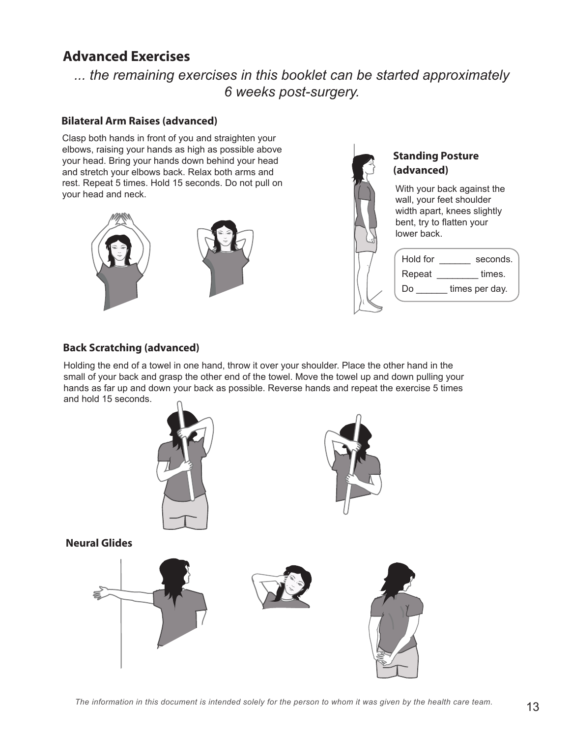## Advanced Exercises

*... the remaining exercises in this booklet can be started approximately 6 weeks post-surgery.*

### Bilateral Arm Raises (advanced)

Clasp both hands in front of you and straighten your elbows, raising your hands as high as possible above your head. Bring your hands down behind your head and stretch your elbows back. Relax both arms and rest. Repeat 5 times. Hold 15 seconds. Do not pull on your head and neck.

### Standing Posture (advanced)

With your back against the wall, your feet shoulder width apart, knees slightly bent, try to flatten your lower back.

Hold for ______ seconds.
Repeat ________ times.
Do ______ times per day.

### Back Scratching (advanced)

Holding the end of a towel in one hand, throw it over your shoulder. Place the other hand in the small of your back and grasp the other end of the towel. Move the towel up and down pulling your hands as far up and down your back as possible. Reverse hands and repeat the exercise 5 times and hold 15 seconds.

### Neural Glides

*The information in this document is intended solely for the person to whom it was given by the health care team.*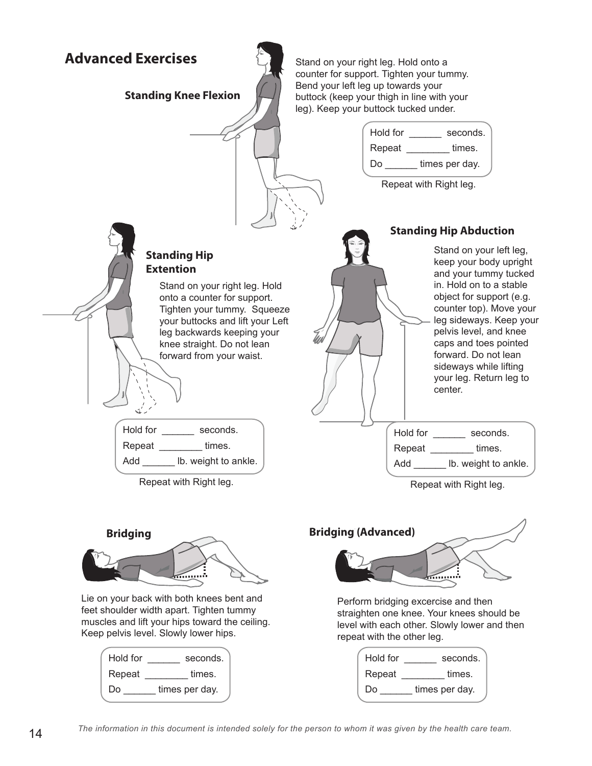# Advanced Exercises

### Standing Knee Flexion

Stand on your right leg. Hold onto a counter for support. Tighten your tummy. Bend your left leg up towards your buttock (keep your thigh in line with your leg). Keep your buttock tucked under.

Hold for ______ seconds.
Repeat ________ times.
Do ______ times per day.

Repeat with Right leg.

### Standing Hip Extention

Stand on your right leg. Hold onto a counter for support. Tighten your tummy. Squeeze your buttocks and lift your Left leg backwards keeping your knee straight. Do not lean forward from your waist.

Hold for ______ seconds.
Repeat ________ times.
Add ______ lb. weight to ankle.

Repeat with Right leg.

### Standing Hip Abduction

Stand on your left leg, keep your body upright and your tummy tucked in. Hold on to a stable object for support (e.g. counter top). Move your leg sideways. Keep your pelvis level, and knee caps and toes pointed forward. Do not lean sideways while lifting your leg. Return leg to center.

Hold for ______ seconds.
Repeat ________ times.
Add ______ lb. weight to ankle.

Repeat with Right leg.

### Bridging

Lie on your back with both knees bent and feet shoulder width apart. Tighten tummy muscles and lift your hips toward the ceiling. Keep pelvis level. Slowly lower hips.

Hold for ______ seconds.
Repeat ________ times.
Do ______ times per day.

### Bridging (Advanced)

Perform bridging excercise and then straighten one knee. Your knees should be level with each other. Slowly lower and then repeat with the other leg.

Hold for ______ seconds.
Repeat ________ times.
Do ______ times per day.

*The information in this document is intended solely for the person to whom it was given by the health care team.*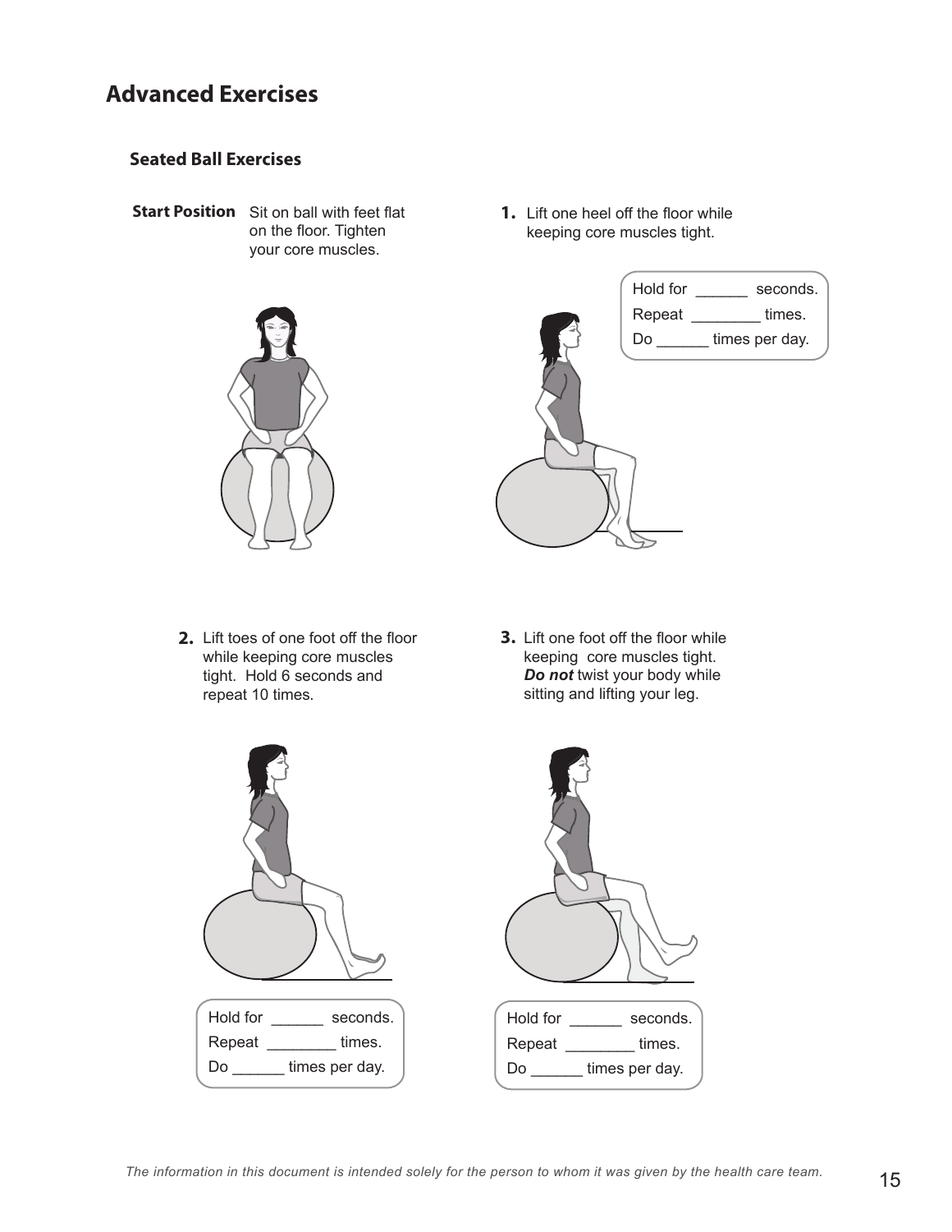# Advanced Exercises

## Seated Ball Exercises

**Start Position** Sit on ball with feet flat on the floor. Tighten your core muscles.

**1.** Lift one heel off the floor while keeping core muscles tight.

Hold for ______ seconds.
Repeat ________ times.
Do ______ times per day.

**2.** Lift toes of one foot off the floor while keeping core muscles tight. Hold 6 seconds and repeat 10 times.

Hold for ______ seconds.
Repeat ________ times.
Do ______ times per day.

**3.** Lift one foot off the floor while keeping core muscles tight. ***Do not*** twist your body while sitting and lifting your leg.

Hold for ______ seconds.
Repeat ________ times.
Do ______ times per day.

*The information in this document is intended solely for the person to whom it was given by the health care team.*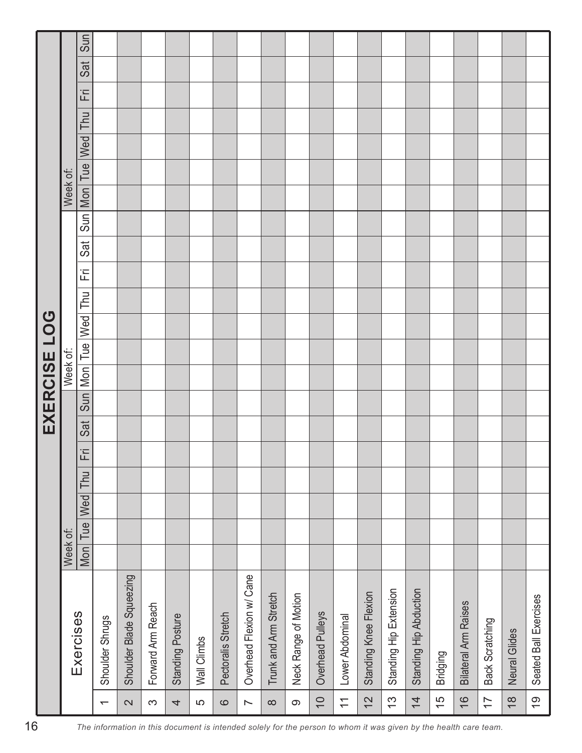# EXERCISE LOG

| | Exercises | Week of: | | | | | | | Week of: | | | | | | | Week of: | | | | | | |
|---|---|---|---|---|---|---|---|---|---|---|---|---|---|---|---|---|---|---|---|---|---|---|
| | | Mon | Tue | Wed | Thu | Fri | Sat | Sun | Mon | Tue | Wed | Thu | Fri | Sat | Sun | Mon | Tue | Wed | Thu | Fri | Sat | Sun |
| 1 | Shoulder Shrugs | | | | | | | | | | | | | | | | | | | | | |
| 2 | Shoulder Blade Squeezing | | | | | | | | | | | | | | | | | | | | | |
| 3 | Forward Arm Reach | | | | | | | | | | | | | | | | | | | | | |
| 4 | Standing Posture | | | | | | | | | | | | | | | | | | | | | |
| 5 | Wall Climbs | | | | | | | | | | | | | | | | | | | | | |
| 6 | Pectoralis Stretch | | | | | | | | | | | | | | | | | | | | | |
| 7 | Overhead Flexion w/ Cane | | | | | | | | | | | | | | | | | | | | | |
| 8 | Trunk and Arm Stretch | | | | | | | | | | | | | | | | | | | | | |
| 9 | Neck Range of Motion | | | | | | | | | | | | | | | | | | | | | |
| 10 | Overhead Pulleys | | | | | | | | | | | | | | | | | | | | | |
| 11 | Lower Abdominal | | | | | | | | | | | | | | | | | | | | | |
| 12 | Standing Knee Flexion | | | | | | | | | | | | | | | | | | | | | |
| 13 | Standing Hip Extension | | | | | | | | | | | | | | | | | | | | | |
| 14 | Standing Hip Abduction | | | | | | | | | | | | | | | | | | | | | |
| 15 | Bridging | | | | | | | | | | | | | | | | | | | | | |
| 16 | Bilateral Arm Raises | | | | | | | | | | | | | | | | | | | | | |
| 17 | Back Scratching | | | | | | | | | | | | | | | | | | | | | |
| 18 | Neural Glides | | | | | | | | | | | | | | | | | | | | | |
| 19 | Seated Ball Exercises | | | | | | | | | | | | | | | | | | | | | |

*The information in this document is intended solely for the person to whom it was given by the health care team.*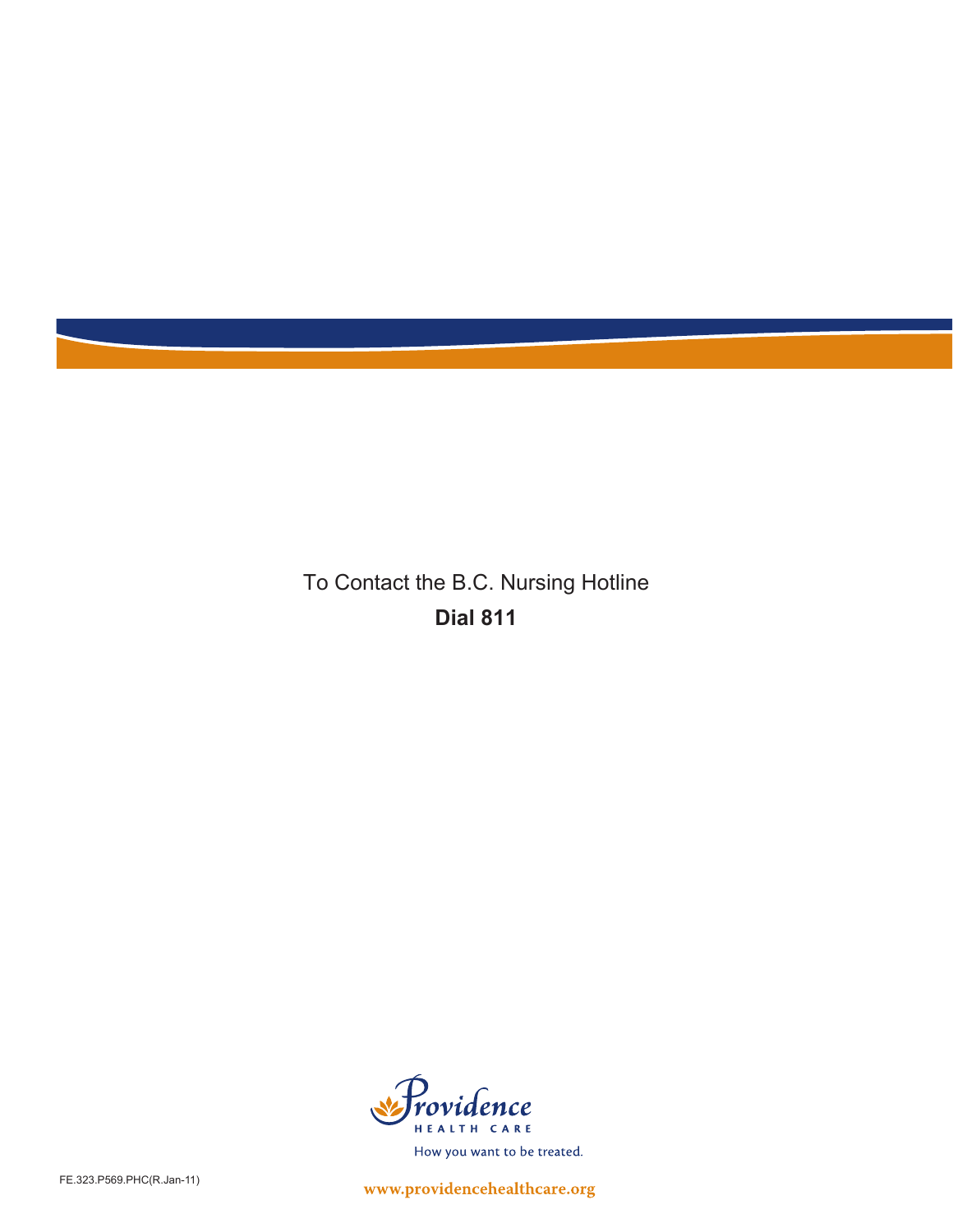To Contact the B.C. Nursing Hotline

**Dial 811**

Providence

HEALTH CARE

How you want to be treated.

FE.323.P569.PHC(R.Jan-11)

www.providencehealthcare.org